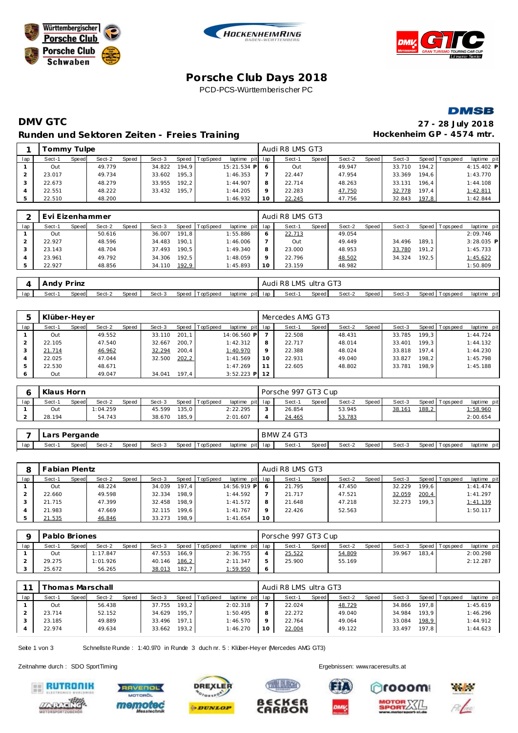# Porsche Club Days 2018

PCD-PCS-Württemberischer PC

## DMV GTC

**Runden und Sektoren Zeiten - Freies Training**

**27 - 28 July 2018**
**Hockenheim GP - 4574 mtr.**

### 1 Tommy Tulpe — Audi R8 LMS GT3

| lap | Sect-1 | Speed | Sect-2 | Speed | Sect-3 | Speed | TopSpeed | laptime | pit | lap | Sect-1 | Speed | Sect-2 | Speed | Sect-3 | Speed | Topspeed | laptime | pit |
|---|---|---|---|---|---|---|---|---|---|---|---|---|---|---|---|---|---|---|---|
| 1 | Out | | 49.779 | | 34.822 | 194,9 | | 15:21.534 | P | 6 | Out | | 49.947 | | 33.710 | 194,2 | | 4:15.402 | P |
| 2 | 23.017 | | 49.734 | | 33.602 | 195,3 | | 1:46.353 | | 7 | 22.447 | | 47.954 | | 33.369 | 194,6 | | 1:43.770 | |
| 3 | 22.673 | | 48.279 | | 33.955 | 192,2 | | 1:44.907 | | 8 | 22.714 | | 48.263 | | 33.131 | 196,4 | | 1:44.108 | |
| 4 | 22.551 | | 48.222 | | 33.432 | 195,7 | | 1:44.205 | | 9 | 22.283 | | 47.750 | | 32.778 | 197,4 | | 1:42.811 | |
| 5 | 22.510 | | 48.200 | | | | | 1:46.932 | | 10 | 22.245 | | 47.756 | | 32.843 | 197,8 | | 1:42.844 | |

### 2 Evi Eizenhammer — Audi R8 LMS GT3

| lap | Sect-1 | Speed | Sect-2 | Speed | Sect-3 | Speed | TopSpeed | laptime | pit | lap | Sect-1 | Speed | Sect-2 | Speed | Sect-3 | Speed | Topspeed | laptime | pit |
|---|---|---|---|---|---|---|---|---|---|---|---|---|---|---|---|---|---|---|---|
| 1 | Out | | 50.616 | | 36.007 | 191,8 | | 1:55.886 | | 6 | 22.713 | | 49.054 | | | | | 2:09.746 | |
| 2 | 22.927 | | 48.596 | | 34.483 | 190,1 | | 1:46.006 | | 7 | Out | | 49.449 | | 34.496 | 189,1 | | 3:28.035 | P |
| 3 | 23.143 | | 48.704 | | 37.493 | 190,5 | | 1:49.340 | | 8 | 23.000 | | 48.953 | | 33.780 | 191,2 | | 1:45.733 | |
| 4 | 23.961 | | 49.792 | | 34.306 | 192,5 | | 1:48.059 | | 9 | 22.796 | | 48.502 | | 34.324 | 192,5 | | 1:45.622 | |
| 5 | 22.927 | | 48.856 | | 34.110 | 192,9 | | 1:45.893 | | 10 | 23.159 | | 48.982 | | | | | 1:50.809 | |

### 4 Andy Prinz — Audi R8 LMS ultra GT3

| lap | Sect-1 | Speed | Sect-2 | Speed | Sect-3 | Speed | TopSpeed | laptime | pit | lap | Sect-1 | Speed | Sect-2 | Speed | Sect-3 | Speed | Topspeed | laptime | pit |
|---|---|---|---|---|---|---|---|---|---|---|---|---|---|---|---|---|---|---|---|

### 5 Klüber-Heyer — Mercedes AMG GT3

| lap | Sect-1 | Speed | Sect-2 | Speed | Sect-3 | Speed | TopSpeed | laptime | pit | lap | Sect-1 | Speed | Sect-2 | Speed | Sect-3 | Speed | Topspeed | laptime | pit |
|---|---|---|---|---|---|---|---|---|---|---|---|---|---|---|---|---|---|---|---|
| 1 | Out | | 49.552 | | 33.110 | 201,1 | | 14:06.560 | P | 7 | 22.508 | | 48.431 | | 33.785 | 199,3 | | 1:44.724 | |
| 2 | 22.105 | | 47.540 | | 32.667 | 200,7 | | 1:42.312 | | 8 | 22.717 | | 48.014 | | 33.401 | 199,3 | | 1:44.132 | |
| 3 | 21.714 | | 46.962 | | 32.294 | 200,4 | | 1:40.970 | | 9 | 22.388 | | 48.024 | | 33.818 | 197,4 | | 1:44.230 | |
| 4 | 22.025 | | 47.044 | | 32.500 | 202,2 | | 1:41.569 | | 10 | 22.931 | | 49.040 | | 33.827 | 198,2 | | 1:45.798 | |
| 5 | 22.530 | | 48.671 | | | | | 1:47.269 | | 11 | 22.605 | | 48.802 | | 33.781 | 198,9 | | 1:45.188 | |
| 6 | Out | | 49.047 | | 34.041 | 197,4 | | 3:52.223 | P | 12 | | | | | | | | | |

### 6 Klaus Horn — Porsche 997 GT3 Cup

| lap | Sect-1 | Speed | Sect-2 | Speed | Sect-3 | Speed | TopSpeed | laptime | pit | lap | Sect-1 | Speed | Sect-2 | Speed | Sect-3 | Speed | Topspeed | laptime | pit |
|---|---|---|---|---|---|---|---|---|---|---|---|---|---|---|---|---|---|---|---|
| 1 | Out | | 1:04.259 | | 45.599 | 135,0 | | 2:22.295 | | 3 | 26.854 | | 53.945 | | 38.161 | 188,2 | | 1:58.960 | |
| 2 | 28.194 | | 54.743 | | 38.670 | 185,9 | | 2:01.607 | | 4 | 24.465 | | 53.783 | | | | | 2:00.654 | |

### 7 Lars Pergande — BMW Z4 GT3

| lap | Sect-1 | Speed | Sect-2 | Speed | Sect-3 | Speed | TopSpeed | laptime | pit | lap | Sect-1 | Speed | Sect-2 | Speed | Sect-3 | Speed | Topspeed | laptime | pit |
|---|---|---|---|---|---|---|---|---|---|---|---|---|---|---|---|---|---|---|---|

### 8 Fabian Plentz — Audi R8 LMS GT3

| lap | Sect-1 | Speed | Sect-2 | Speed | Sect-3 | Speed | TopSpeed | laptime | pit | lap | Sect-1 | Speed | Sect-2 | Speed | Sect-3 | Speed | Topspeed | laptime | pit |
|---|---|---|---|---|---|---|---|---|---|---|---|---|---|---|---|---|---|---|---|
| 1 | Out | | 48.224 | | 34.039 | 197,4 | | 14:56.919 | P | 6 | 21.795 | | 47.450 | | 32.229 | 199,6 | | 1:41.474 | |
| 2 | 22.660 | | 49.598 | | 32.334 | 198,9 | | 1:44.592 | | 7 | 21.717 | | 47.521 | | 32.059 | 200,4 | | 1:41.297 | |
| 3 | 21.715 | | 47.399 | | 32.458 | 198,9 | | 1:41.572 | | 8 | 21.648 | | 47.218 | | 32.273 | 199,3 | | 1:41.139 | |
| 4 | 21.983 | | 47.669 | | 32.115 | 199,6 | | 1:41.767 | | 9 | 22.426 | | 52.563 | | | | | 1:50.117 | |
| 5 | 21.535 | | 46.846 | | 33.273 | 198,9 | | 1:41.654 | | 10 | | | | | | | | | |

### 9 Pablo Briones — Porsche 997 GT3 Cup

| lap | Sect-1 | Speed | Sect-2 | Speed | Sect-3 | Speed | TopSpeed | laptime | pit | lap | Sect-1 | Speed | Sect-2 | Speed | Sect-3 | Speed | Topspeed | laptime | pit |
|---|---|---|---|---|---|---|---|---|---|---|---|---|---|---|---|---|---|---|---|
| 1 | Out | | 1:17.847 | | 47.553 | 166,9 | | 2:36.755 | | 4 | 25.522 | | 54.809 | | 39.967 | 183,4 | | 2:00.298 | |
| 2 | 29.275 | | 1:01.926 | | 40.146 | 186,2 | | 2:11.347 | | 5 | 25.900 | | 55.169 | | | | | 2:12.287 | |
| 3 | 25.672 | | 56.265 | | 38.013 | 182,7 | | 1:59.950 | | 6 | | | | | | | | | |

### 11 Thomas Marschall — Audi R8 LMS ultra GT3

| lap | Sect-1 | Speed | Sect-2 | Speed | Sect-3 | Speed | TopSpeed | laptime | pit | lap | Sect-1 | Speed | Sect-2 | Speed | Sect-3 | Speed | Topspeed | laptime | pit |
|---|---|---|---|---|---|---|---|---|---|---|---|---|---|---|---|---|---|---|---|
| 1 | Out | | 56.438 | | 37.755 | 193,2 | | 2:02.318 | | 7 | 22.024 | | 48.729 | | 34.866 | 197,8 | | 1:45.619 | |
| 2 | 23.714 | | 52.152 | | 34.629 | 195,7 | | 1:50.495 | | 8 | 22.272 | | 49.040 | | 34.984 | 193,9 | | 1:46.296 | |
| 3 | 23.185 | | 49.889 | | 33.496 | 197,1 | | 1:46.570 | | 9 | 22.764 | | 49.064 | | 33.084 | 198,9 | | 1:44.912 | |
| 4 | 22.974 | | 49.634 | | 33.662 | 193,2 | | 1:46.270 | | 10 | 22.004 | | 49.122 | | 33.497 | 197,8 | | 1:44.623 | |

Schnellste Runde : 1:40.970 in Runde 3 duch nr. 5 : Klüber-Heyer (Mercedes AMG GT3)

Zeitnahme durch : SDO SportTiming

Ergebnissen: www.raceresults.at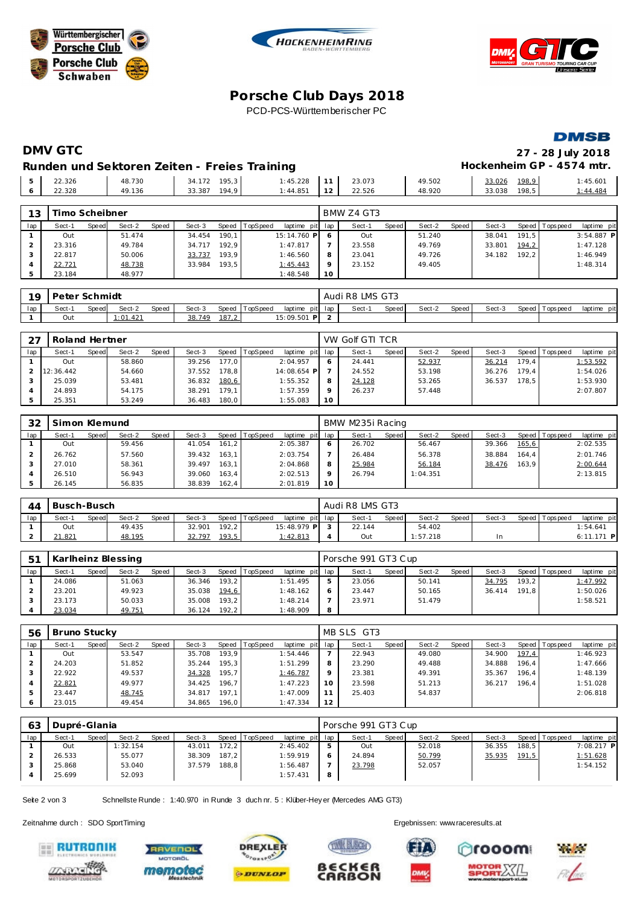# Porsche Club Days 2018

PCD-PCS-Württemberischer PC

## DMV GTC

**27 - 28 July 2018**

### Runden und Sektoren Zeiten - Freies Training

**Hockenheim GP - 4574 mtr.**

| lap | Sect-1 | Speed | Sect-2 | Speed | Sect-3 | Speed | TopSpeed | laptime pit | lap | Sect-1 | Speed | Sect-2 | Speed | Sect-3 | Speed | Topspeed | laptime pit |
|---|---|---|---|---|---|---|---|---|---|---|---|---|---|---|---|---|---|
| 5 | 22.326 | | 48.730 | | 34.172 | 195,3 | | 1:45.228 | 11 | 23.073 | | 49.502 | | 33.026 | 198,9 | | 1:45.601 |
| 6 | 22.328 | | 49.136 | | 33.387 | 194,9 | | 1:44.851 | 12 | 22.526 | | 48.920 | | 33.038 | 198,5 | | 1:44.484 |

### 13 Timo Scheibner — BMW Z4 GT3

| lap | Sect-1 | Speed | Sect-2 | Speed | Sect-3 | Speed | TopSpeed | laptime pit | lap | Sect-1 | Speed | Sect-2 | Speed | Sect-3 | Speed | Topspeed | laptime pit |
|---|---|---|---|---|---|---|---|---|---|---|---|---|---|---|---|---|---|
| 1 | Out | | 51.474 | | 34.454 | 190,1 | | 15:14.760 P | 6 | Out | | 51.240 | | 38.041 | 191,5 | | 3:54.887 P |
| 2 | 23.316 | | 49.784 | | 34.717 | 192,9 | | 1:47.817 | 7 | 23.558 | | 49.769 | | 33.801 | 194,2 | | 1:47.128 |
| 3 | 22.817 | | 50.006 | | 33.737 | 193,9 | | 1:46.560 | 8 | 23.041 | | 49.726 | | 34.182 | 192,2 | | 1:46.949 |
| 4 | 22.721 | | 48.738 | | 33.984 | 193,5 | | 1:45.443 | 9 | 23.152 | | 49.405 | | | | | 1:48.314 |
| 5 | 23.184 | | 48.977 | | | | | 1:48.548 | 10 | | | | | | | | |

### 19 Peter Schmidt — Audi R8 LMS GT3

| lap | Sect-1 | Speed | Sect-2 | Speed | Sect-3 | Speed | TopSpeed | laptime pit | lap | Sect-1 | Speed | Sect-2 | Speed | Sect-3 | Speed | Topspeed | laptime pit |
|---|---|---|---|---|---|---|---|---|---|---|---|---|---|---|---|---|---|
| 1 | Out | | 1:01.421 | | 38.749 | 187,2 | | 15:09.501 P | 2 | | | | | | | | |

### 27 Roland Hertner — VW Golf GTI TCR

| lap | Sect-1 | Speed | Sect-2 | Speed | Sect-3 | Speed | TopSpeed | laptime pit | lap | Sect-1 | Speed | Sect-2 | Speed | Sect-3 | Speed | Topspeed | laptime pit |
|---|---|---|---|---|---|---|---|---|---|---|---|---|---|---|---|---|---|
| 1 | Out | | 58.860 | | 39.256 | 177,0 | | 2:04.957 | 6 | 24.441 | | 52.937 | | 36.214 | 179,4 | | 1:53.592 |
| 2 | 12:36.442 | | 54.660 | | 37.552 | 178,8 | | 14:08.654 P | 7 | 24.552 | | 53.198 | | 36.276 | 179,4 | | 1:54.026 |
| 3 | 25.039 | | 53.481 | | 36.832 | 180,6 | | 1:55.352 | 8 | 24.128 | | 53.265 | | 36.537 | 178,5 | | 1:53.930 |
| 4 | 24.893 | | 54.175 | | 38.291 | 179,1 | | 1:57.359 | 9 | 26.237 | | 57.448 | | | | | 2:07.807 |
| 5 | 25.351 | | 53.249 | | 36.483 | 180,0 | | 1:55.083 | 10 | | | | | | | | |

### 32 Simon Klemund — BMW M235i Racing

| lap | Sect-1 | Speed | Sect-2 | Speed | Sect-3 | Speed | TopSpeed | laptime pit | lap | Sect-1 | Speed | Sect-2 | Speed | Sect-3 | Speed | Topspeed | laptime pit |
|---|---|---|---|---|---|---|---|---|---|---|---|---|---|---|---|---|---|
| 1 | Out | | 59.456 | | 41.054 | 161,2 | | 2:05.387 | 6 | 26.702 | | 56.467 | | 39.366 | 165,6 | | 2:02.535 |
| 2 | 26.762 | | 57.560 | | 39.432 | 163,1 | | 2:03.754 | 7 | 26.484 | | 56.378 | | 38.884 | 164,4 | | 2:01.746 |
| 3 | 27.010 | | 58.361 | | 39.497 | 163,1 | | 2:04.868 | 8 | 25.984 | | 56.184 | | 38.476 | 163,9 | | 2:00.644 |
| 4 | 26.510 | | 56.943 | | 39.060 | 163,4 | | 2:02.513 | 9 | 26.794 | | 1:04.351 | | | | | 2:13.815 |
| 5 | 26.145 | | 56.835 | | 38.839 | 162,4 | | 2:01.819 | 10 | | | | | | | | |

### 44 Busch-Busch — Audi R8 LMS GT3

| lap | Sect-1 | Speed | Sect-2 | Speed | Sect-3 | Speed | TopSpeed | laptime pit | lap | Sect-1 | Speed | Sect-2 | Speed | Sect-3 | Speed | Topspeed | laptime pit |
|---|---|---|---|---|---|---|---|---|---|---|---|---|---|---|---|---|---|
| 1 | Out | | 49.435 | | 32.901 | 192,2 | | 15:48.979 P | 3 | 22.144 | | 54.402 | | | | | 1:54.641 |
| 2 | 21.821 | | 48.195 | | 32.797 | 193,5 | | 1:42.813 | 4 | Out | | 1:57.218 | | In | | | 6:11.171 P |

### 51 Karlheinz Blessing — Porsche 991 GT3 Cup

| lap | Sect-1 | Speed | Sect-2 | Speed | Sect-3 | Speed | TopSpeed | laptime pit | lap | Sect-1 | Speed | Sect-2 | Speed | Sect-3 | Speed | Topspeed | laptime pit |
|---|---|---|---|---|---|---|---|---|---|---|---|---|---|---|---|---|---|
| 1 | 24.086 | | 51.063 | | 36.346 | 193,2 | | 1:51.495 | 5 | 23.056 | | 50.141 | | 34.795 | 193,2 | | 1:47.992 |
| 2 | 23.201 | | 49.923 | | 35.038 | 194,6 | | 1:48.162 | 6 | 23.447 | | 50.165 | | 36.414 | 191,8 | | 1:50.026 |
| 3 | 23.173 | | 50.033 | | 35.008 | 193,2 | | 1:48.214 | 7 | 23.971 | | 51.479 | | | | | 1:58.521 |
| 4 | 23.034 | | 49.751 | | 36.124 | 192,2 | | 1:48.909 | 8 | | | | | | | | |

### 56 Bruno Stucky — MB SLS GT3

| lap | Sect-1 | Speed | Sect-2 | Speed | Sect-3 | Speed | TopSpeed | laptime pit | lap | Sect-1 | Speed | Sect-2 | Speed | Sect-3 | Speed | Topspeed | laptime pit |
|---|---|---|---|---|---|---|---|---|---|---|---|---|---|---|---|---|---|
| 1 | Out | | 53.547 | | 35.708 | 193,9 | | 1:54.446 | 7 | 22.943 | | 49.080 | | 34.900 | 197,4 | | 1:46.923 |
| 2 | 24.203 | | 51.852 | | 35.244 | 195,3 | | 1:51.299 | 8 | 23.290 | | 49.488 | | 34.888 | 196,4 | | 1:47.666 |
| 3 | 22.922 | | 49.537 | | 34.328 | 195,7 | | 1:46.787 | 9 | 23.381 | | 49.391 | | 35.367 | 196,4 | | 1:48.139 |
| 4 | 22.821 | | 49.977 | | 34.425 | 196,7 | | 1:47.223 | 10 | 23.598 | | 51.213 | | 36.217 | 196,4 | | 1:51.028 |
| 5 | 23.447 | | 48.745 | | 34.817 | 197,1 | | 1:47.009 | 11 | 25.403 | | 54.837 | | | | | 2:06.818 |
| 6 | 23.015 | | 49.454 | | 34.865 | 196,0 | | 1:47.334 | 12 | | | | | | | | |

### 63 Dupré-Glania — Porsche 991 GT3 Cup

| lap | Sect-1 | Speed | Sect-2 | Speed | Sect-3 | Speed | TopSpeed | laptime pit | lap | Sect-1 | Speed | Sect-2 | Speed | Sect-3 | Speed | Topspeed | laptime pit |
|---|---|---|---|---|---|---|---|---|---|---|---|---|---|---|---|---|---|
| 1 | Out | | 1:32.154 | | 43.011 | 172,2 | | 2:45.402 | 5 | Out | | 52.018 | | 36.355 | 188,5 | | 7:08.217 P |
| 2 | 26.533 | | 55.077 | | 38.309 | 187,2 | | 1:59.919 | 6 | 24.894 | | 50.799 | | 35.935 | 191,5 | | 1:51.628 |
| 3 | 25.868 | | 53.040 | | 37.579 | 188,8 | | 1:56.487 | 7 | 23.798 | | 52.057 | | | | | 1:54.152 |
| 4 | 25.699 | | 52.093 | | | | | 1:57.431 | 8 | | | | | | | | |

Schnellste Runde : 1:40.970 in Runde 3 duch nr. 5 : Klüber-Heyer (Mercedes AMG GT3)

Zeitnahme durch : SDO SportTiming

Ergebnissen: www.raceresults.at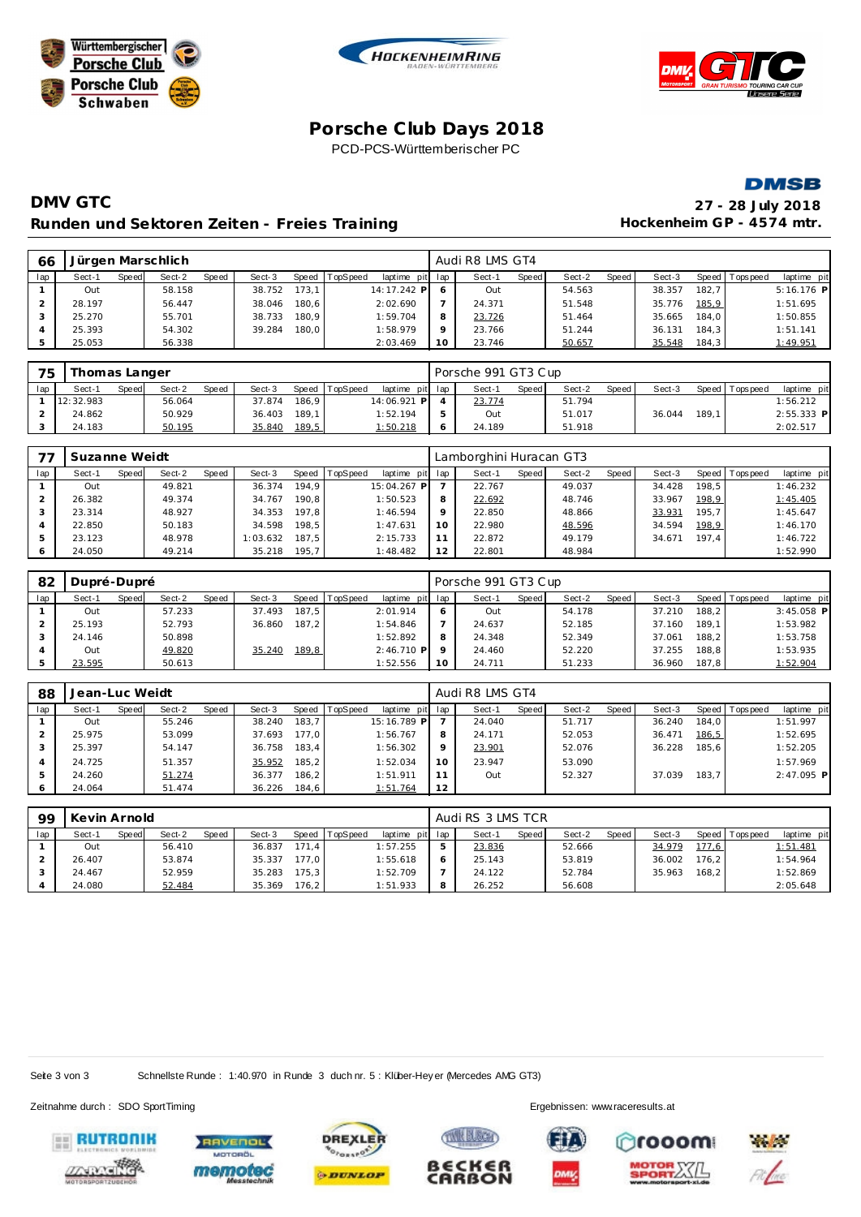# Porsche Club Days 2018

PCD-PCS-Württemberischer PC

## DMV GTC

**Runden und Sektoren Zeiten - Freies Training**

**27 - 28 July 2018**
**Hockenheim GP - 4574 mtr.**

### 66 Jürgen Marschlich — Audi R8 LMS GT4

| lap | Sect-1 | Speed | Sect-2 | Speed | Sect-3 | Speed | TopSpeed | laptime | pit | lap | Sect-1 | Speed | Sect-2 | Speed | Sect-3 | Speed | Topspeed | laptime | pit |
|---|---|---|---|---|---|---|---|---|---|---|---|---|---|---|---|---|---|---|---|
| 1 | Out | | 58.158 | | 38.752 | 173,1 | | 14:17.242 | P | 6 | Out | | 54.563 | | 38.357 | 182,7 | | 5:16.176 | P |
| 2 | 28.197 | | 56.447 | | 38.046 | 180,6 | | 2:02.690 | | 7 | 24.371 | | 51.548 | | 35.776 | 185,9 | | 1:51.695 | |
| 3 | 25.270 | | 55.701 | | 38.733 | 180,9 | | 1:59.704 | | 8 | 23.726 | | 51.464 | | 35.665 | 184,0 | | 1:50.855 | |
| 4 | 25.393 | | 54.302 | | 39.284 | 180,0 | | 1:58.979 | | 9 | 23.766 | | 51.244 | | 36.131 | 184,3 | | 1:51.141 | |
| 5 | 25.053 | | 56.338 | | | | | 2:03.469 | | 10 | 23.746 | | 50.657 | | 35.548 | 184,3 | | 1:49.951 | |

### 75 Thomas Langer — Porsche 991 GT3 Cup

| lap | Sect-1 | Speed | Sect-2 | Speed | Sect-3 | Speed | TopSpeed | laptime | pit | lap | Sect-1 | Speed | Sect-2 | Speed | Sect-3 | Speed | Topspeed | laptime | pit |
|---|---|---|---|---|---|---|---|---|---|---|---|---|---|---|---|---|---|---|---|
| 1 | 12:32.983 | | 56.064 | | 37.874 | 186,9 | | 14:06.921 | P | 4 | 23.774 | | 51.794 | | | | | 1:56.212 | |
| 2 | 24.862 | | 50.929 | | 36.403 | 189,1 | | 1:52.194 | | 5 | Out | | 51.017 | | 36.044 | 189,1 | | 2:55.333 | P |
| 3 | 24.183 | | 50.195 | | 35.840 | 189,5 | | 1:50.218 | | 6 | 24.189 | | 51.918 | | | | | 2:02.517 | |

### 77 Suzanne Weidt — Lamborghini Huracan GT3

| lap | Sect-1 | Speed | Sect-2 | Speed | Sect-3 | Speed | TopSpeed | laptime | pit | lap | Sect-1 | Speed | Sect-2 | Speed | Sect-3 | Speed | Topspeed | laptime | pit |
|---|---|---|---|---|---|---|---|---|---|---|---|---|---|---|---|---|---|---|---|
| 1 | Out | | 49.821 | | 36.374 | 194,9 | | 15:04.267 | P | 7 | 22.767 | | 49.037 | | 34.428 | 198,5 | | 1:46.232 | |
| 2 | 26.382 | | 49.374 | | 34.767 | 190,8 | | 1:50.523 | | 8 | 22.692 | | 48.746 | | 33.967 | 198,9 | | 1:45.405 | |
| 3 | 23.314 | | 48.927 | | 34.353 | 197,8 | | 1:46.594 | | 9 | 22.850 | | 48.866 | | 33.931 | 195,7 | | 1:45.647 | |
| 4 | 22.850 | | 50.183 | | 34.598 | 198,5 | | 1:47.631 | | 10 | 22.980 | | 48.596 | | 34.594 | 198,9 | | 1:46.170 | |
| 5 | 23.123 | | 48.978 | | 1:03.632 | 187,5 | | 2:15.733 | | 11 | 22.872 | | 49.179 | | 34.671 | 197,4 | | 1:46.722 | |
| 6 | 24.050 | | 49.214 | | 35.218 | 195,7 | | 1:48.482 | | 12 | 22.801 | | 48.984 | | | | | 1:52.990 | |

### 82 Dupré-Dupré — Porsche 991 GT3 Cup

| lap | Sect-1 | Speed | Sect-2 | Speed | Sect-3 | Speed | TopSpeed | laptime | pit | lap | Sect-1 | Speed | Sect-2 | Speed | Sect-3 | Speed | Topspeed | laptime | pit |
|---|---|---|---|---|---|---|---|---|---|---|---|---|---|---|---|---|---|---|---|
| 1 | Out | | 57.233 | | 37.493 | 187,5 | | 2:01.914 | | 6 | Out | | 54.178 | | 37.210 | 188,2 | | 3:45.058 | P |
| 2 | 25.193 | | 52.793 | | 36.860 | 187,2 | | 1:54.846 | | 7 | 24.637 | | 52.185 | | 37.160 | 189,1 | | 1:53.982 | |
| 3 | 24.146 | | 50.898 | | | | | 1:52.892 | | 8 | 24.348 | | 52.349 | | 37.061 | 188,2 | | 1:53.758 | |
| 4 | Out | | 49.820 | | 35.240 | 189,8 | | 2:46.710 | P | 9 | 24.460 | | 52.220 | | 37.255 | 188,8 | | 1:53.935 | |
| 5 | 23.595 | | 50.613 | | | | | 1:52.556 | | 10 | 24.711 | | 51.233 | | 36.960 | 187,8 | | 1:52.904 | |

### 88 Jean-Luc Weidt — Audi R8 LMS GT4

| lap | Sect-1 | Speed | Sect-2 | Speed | Sect-3 | Speed | TopSpeed | laptime | pit | lap | Sect-1 | Speed | Sect-2 | Speed | Sect-3 | Speed | Topspeed | laptime | pit |
|---|---|---|---|---|---|---|---|---|---|---|---|---|---|---|---|---|---|---|---|
| 1 | Out | | 55.246 | | 38.240 | 183,7 | | 15:16.789 | P | 7 | 24.040 | | 51.717 | | 36.240 | 184,0 | | 1:51.997 | |
| 2 | 25.975 | | 53.099 | | 37.693 | 177,0 | | 1:56.767 | | 8 | 24.171 | | 52.053 | | 36.471 | 186,5 | | 1:52.695 | |
| 3 | 25.397 | | 54.147 | | 36.758 | 183,4 | | 1:56.302 | | 9 | 23.901 | | 52.076 | | 36.228 | 185,6 | | 1:52.205 | |
| 4 | 24.725 | | 51.357 | | 35.952 | 185,2 | | 1:52.034 | | 10 | 23.947 | | 53.090 | | | | | 1:57.969 | |
| 5 | 24.260 | | 51.274 | | 36.377 | 186,2 | | 1:51.911 | | 11 | Out | | 52.327 | | 37.039 | 183,7 | | 2:47.095 | P |
| 6 | 24.064 | | 51.474 | | 36.226 | 184,6 | | 1:51.764 | | 12 | | | | | | | | | |

### 99 Kevin Arnold — Audi RS 3 LMS TCR

| lap | Sect-1 | Speed | Sect-2 | Speed | Sect-3 | Speed | TopSpeed | laptime | pit | lap | Sect-1 | Speed | Sect-2 | Speed | Sect-3 | Speed | Topspeed | laptime | pit |
|---|---|---|---|---|---|---|---|---|---|---|---|---|---|---|---|---|---|---|---|
| 1 | Out | | 56.410 | | 36.837 | 171,4 | | 1:57.255 | | 5 | 23.836 | | 52.666 | | 34.979 | 177,6 | | 1:51.481 | |
| 2 | 26.407 | | 53.874 | | 35.337 | 177,0 | | 1:55.618 | | 6 | 25.143 | | 53.819 | | 36.002 | 176,2 | | 1:54.964 | |
| 3 | 24.467 | | 52.959 | | 35.283 | 175,3 | | 1:52.709 | | 7 | 24.122 | | 52.784 | | 35.963 | 168,2 | | 1:52.869 | |
| 4 | 24.080 | | 52.484 | | 35.369 | 176,2 | | 1:51.933 | | 8 | 26.252 | | 56.608 | | | | | 2:05.648 | |

Schnellste Runde : 1:40.970 in Runde 3 duch nr. 5 : Klüber-Heyer (Mercedes AMG GT3)

Zeitnahme durch : SDO SportTiming

Ergebnissen: www.raceresults.at